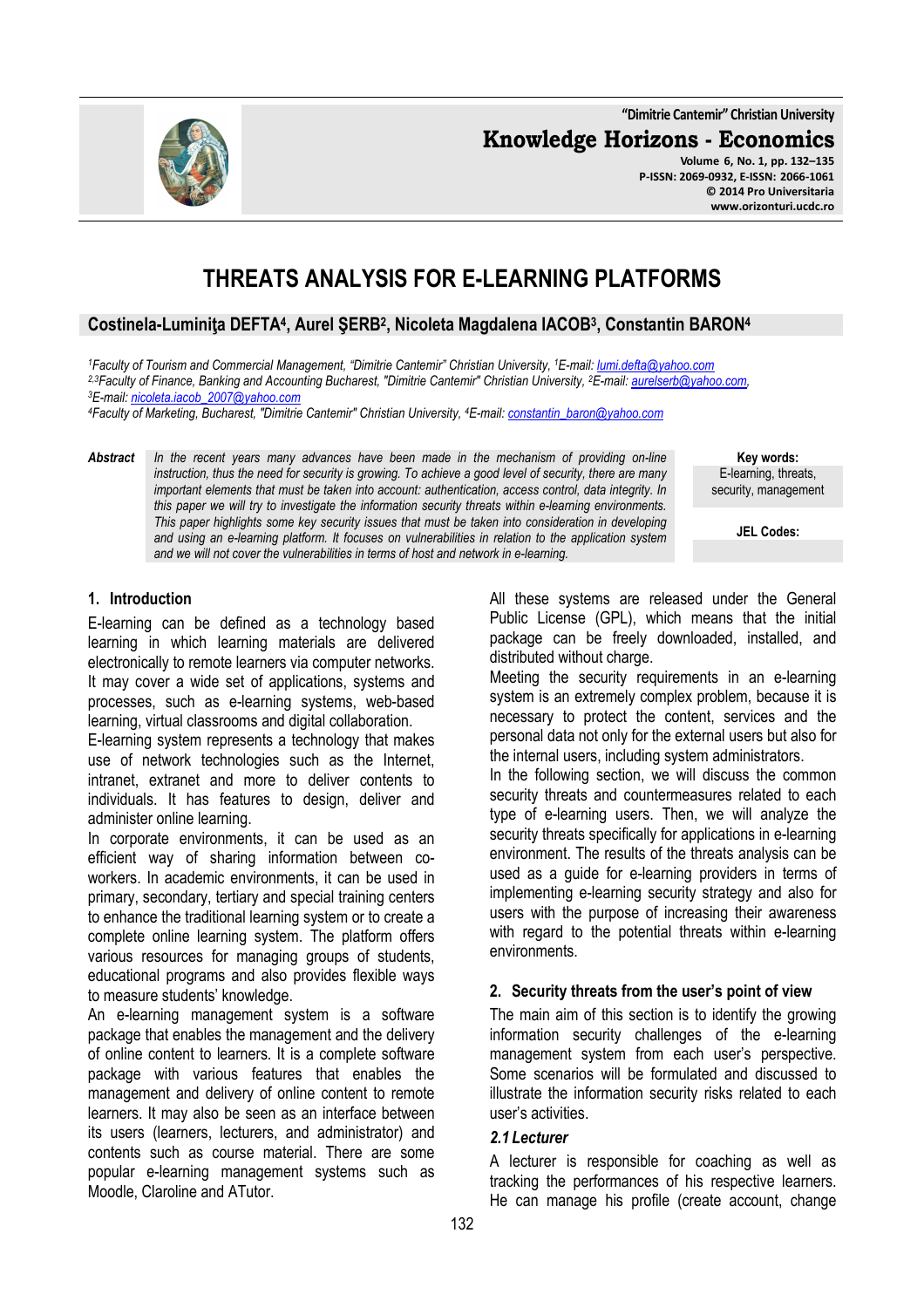# THREATS ANALYSIS FOR E-LEARNING PLATFORMS

**Costinela-Luminiţa DEFTA[4], Aurel ŞERB[2], Nicoleta Magdalena IACOB[3], Constantin BARON[4]**

*[1]Faculty of Tourism and Commercial Management, "Dimitrie Cantemir" Christian University, [1]E-mail: lumi.defta@yahoo.com*
*[2,3]Faculty of Finance, Banking and Accounting Bucharest, "Dimitrie Cantemir" Christian University, [2]E-mail: aurelserb@yahoo.com,*
*[3]E-mail: nicoleta.iacob_2007@yahoo.com*
*[4]Faculty of Marketing, Bucharest, "Dimitrie Cantemir" Christian University, [4]E-mail: constantin_baron@yahoo.com*

**Abstract** *In the recent years many advances have been made in the mechanism of providing on-line instruction, thus the need for security is growing. To achieve a good level of security, there are many important elements that must be taken into account: authentication, access control, data integrity. In this paper we will try to investigate the information security threats within e-learning environments. This paper highlights some key security issues that must be taken into consideration in developing and using an e-learning platform. It focuses on vulnerabilities in relation to the application system and we will not cover the vulnerabilities in terms of host and network in e-learning.*

**Key words:** E-learning, threats, security, management

**JEL Codes:**

## 1. Introduction

E-learning can be defined as a technology based learning in which learning materials are delivered electronically to remote learners via computer networks. It may cover a wide set of applications, systems and processes, such as e-learning systems, web-based learning, virtual classrooms and digital collaboration.

E-learning system represents a technology that makes use of network technologies such as the Internet, intranet, extranet and more to deliver contents to individuals. It has features to design, deliver and administer online learning.

In corporate environments, it can be used as an efficient way of sharing information between co-workers. In academic environments, it can be used in primary, secondary, tertiary and special training centers to enhance the traditional learning system or to create a complete online learning system. The platform offers various resources for managing groups of students, educational programs and also provides flexible ways to measure students' knowledge.

An e-learning management system is a software package that enables the management and the delivery of online content to learners. It is a complete software package with various features that enables the management and delivery of online content to remote learners. It may also be seen as an interface between its users (learners, lecturers, and administrator) and contents such as course material. There are some popular e-learning management systems such as Moodle, Claroline and ATutor.

All these systems are released under the General Public License (GPL), which means that the initial package can be freely downloaded, installed, and distributed without charge.

Meeting the security requirements in an e-learning system is an extremely complex problem, because it is necessary to protect the content, services and the personal data not only for the external users but also for the internal users, including system administrators.

In the following section, we will discuss the common security threats and countermeasures related to each type of e-learning users. Then, we will analyze the security threats specifically for applications in e-learning environment. The results of the threats analysis can be used as a guide for e-learning providers in terms of implementing e-learning security strategy and also for users with the purpose of increasing their awareness with regard to the potential threats within e-learning environments.

## 2. Security threats from the user's point of view

The main aim of this section is to identify the growing information security challenges of the e-learning management system from each user's perspective. Some scenarios will be formulated and discussed to illustrate the information security risks related to each user's activities.

### *2.1 Lecturer*

A lecturer is responsible for coaching as well as tracking the performances of his respective learners. He can manage his profile (create account, change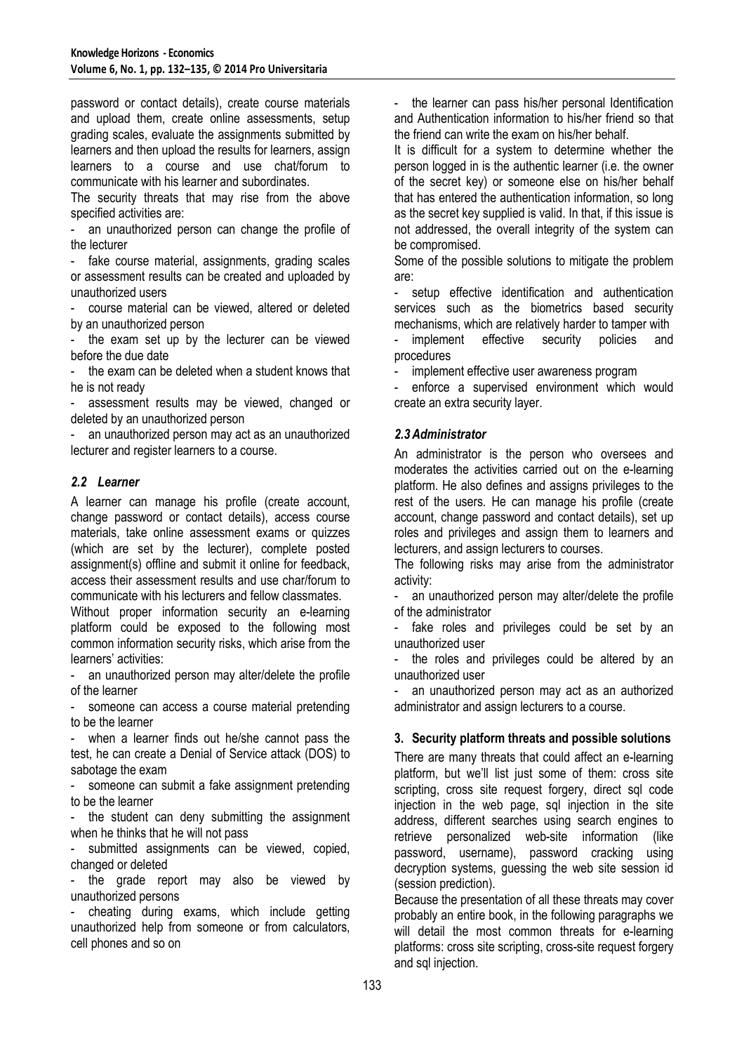password or contact details), create course materials and upload them, create online assessments, setup grading scales, evaluate the assignments submitted by learners and then upload the results for learners, assign learners to a course and use chat/forum to communicate with his learner and subordinates.

The security threats that may rise from the above specified activities are:

- an unauthorized person can change the profile of the lecturer
- fake course material, assignments, grading scales or assessment results can be created and uploaded by unauthorized users
- course material can be viewed, altered or deleted by an unauthorized person
- the exam set up by the lecturer can be viewed before the due date
- the exam can be deleted when a student knows that he is not ready
- assessment results may be viewed, changed or deleted by an unauthorized person
- an unauthorized person may act as an unauthorized lecturer and register learners to a course.

### *2.2 Learner*

A learner can manage his profile (create account, change password or contact details), access course materials, take online assessment exams or quizzes (which are set by the lecturer), complete posted assignment(s) offline and submit it online for feedback, access their assessment results and use char/forum to communicate with his lecturers and fellow classmates.

Without proper information security an e-learning platform could be exposed to the following most common information security risks, which arise from the learners' activities:

- an unauthorized person may alter/delete the profile of the learner
- someone can access a course material pretending to be the learner
- when a learner finds out he/she cannot pass the test, he can create a Denial of Service attack (DOS) to sabotage the exam
- someone can submit a fake assignment pretending to be the learner
- the student can deny submitting the assignment when he thinks that he will not pass
- submitted assignments can be viewed, copied, changed or deleted
- the grade report may also be viewed by unauthorized persons
- cheating during exams, which include getting unauthorized help from someone or from calculators, cell phones and so on
- the learner can pass his/her personal Identification and Authentication information to his/her friend so that the friend can write the exam on his/her behalf.

It is difficult for a system to determine whether the person logged in is the authentic learner (i.e. the owner of the secret key) or someone else on his/her behalf that has entered the authentication information, so long as the secret key supplied is valid. In that, if this issue is not addressed, the overall integrity of the system can be compromised.

Some of the possible solutions to mitigate the problem are:

- setup effective identification and authentication services such as the biometrics based security mechanisms, which are relatively harder to tamper with
- implement effective security policies and procedures
- implement effective user awareness program
- enforce a supervised environment which would create an extra security layer.

### *2.3 Administrator*

An administrator is the person who oversees and moderates the activities carried out on the e-learning platform. He also defines and assigns privileges to the rest of the users. He can manage his profile (create account, change password and contact details), set up roles and privileges and assign them to learners and lecturers, and assign lecturers to courses.

The following risks may arise from the administrator activity:

- an unauthorized person may alter/delete the profile of the administrator
- fake roles and privileges could be set by an unauthorized user
- the roles and privileges could be altered by an unauthorized user
- an unauthorized person may act as an authorized administrator and assign lecturers to a course.

## 3. Security platform threats and possible solutions

There are many threats that could affect an e-learning platform, but we'll list just some of them: cross site scripting, cross site request forgery, direct sql code injection in the web page, sql injection in the site address, different searches using search engines to retrieve personalized web-site information (like password, username), password cracking using decryption systems, guessing the web site session id (session prediction).

Because the presentation of all these threats may cover probably an entire book, in the following paragraphs we will detail the most common threats for e-learning platforms: cross site scripting, cross-site request forgery and sql injection.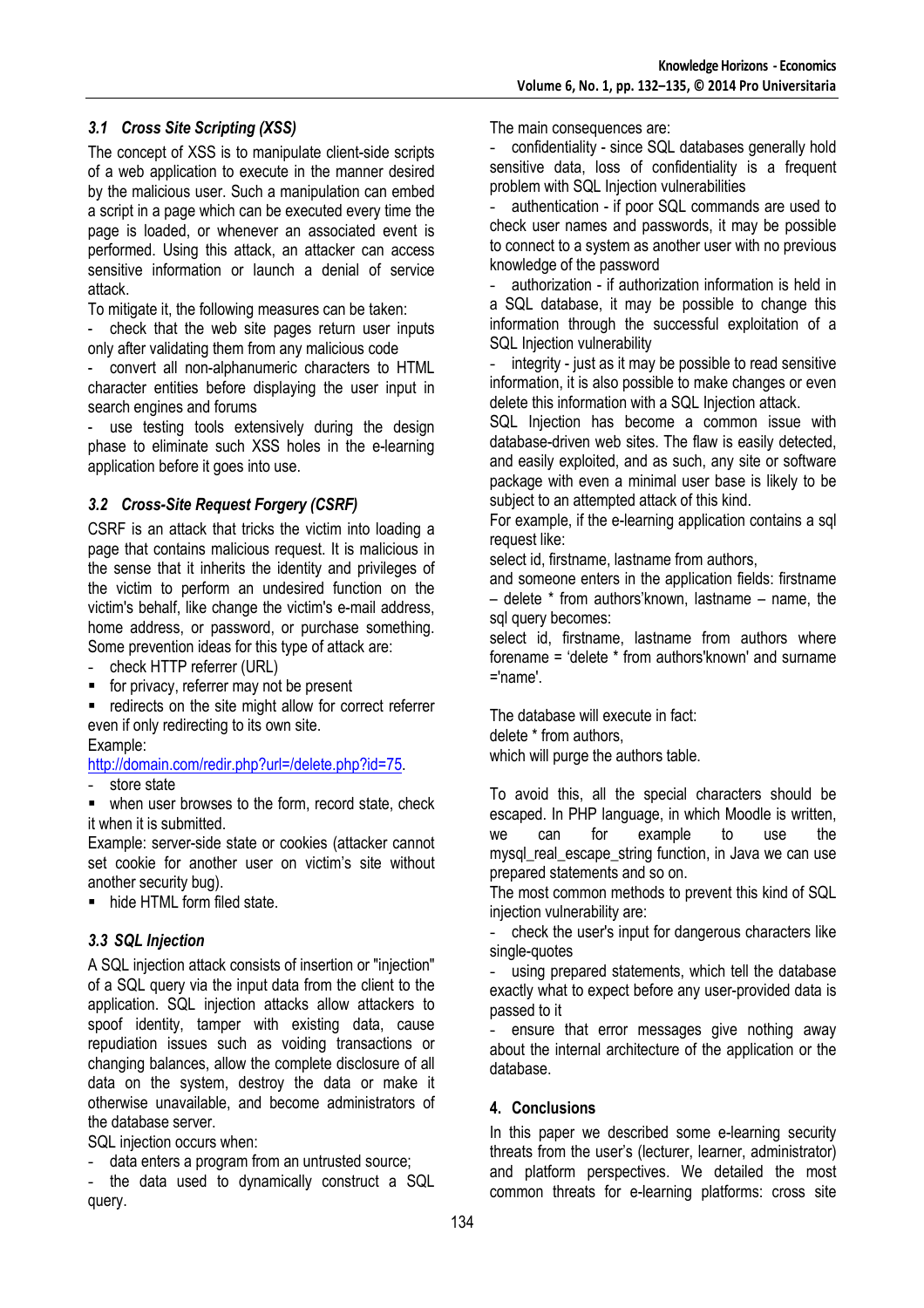### 3.1 Cross Site Scripting (XSS)

The concept of XSS is to manipulate client-side scripts of a web application to execute in the manner desired by the malicious user. Such a manipulation can embed a script in a page which can be executed every time the page is loaded, or whenever an associated event is performed. Using this attack, an attacker can access sensitive information or launch a denial of service attack.

To mitigate it, the following measures can be taken:

- check that the web site pages return user inputs only after validating them from any malicious code
- convert all non-alphanumeric characters to HTML character entities before displaying the user input in search engines and forums
- use testing tools extensively during the design phase to eliminate such XSS holes in the e-learning application before it goes into use.

### 3.2 Cross-Site Request Forgery (CSRF)

CSRF is an attack that tricks the victim into loading a page that contains malicious request. It is malicious in the sense that it inherits the identity and privileges of the victim to perform an undesired function on the victim's behalf, like change the victim's e-mail address, home address, or password, or purchase something. Some prevention ideas for this type of attack are:

- check HTTP referrer (URL)
  - for privacy, referrer may not be present
  - redirects on the site might allow for correct referrer even if only redirecting to its own site.

Example:
http://domain.com/redir.php?url=/delete.php?id=75.

- store state
  - when user browses to the form, record state, check it when it is submitted.

Example: server-side state or cookies (attacker cannot set cookie for another user on victim's site without another security bug).

  - hide HTML form filed state.

### 3.3 SQL Injection

A SQL injection attack consists of insertion or "injection" of a SQL query via the input data from the client to the application. SQL injection attacks allow attackers to spoof identity, tamper with existing data, cause repudiation issues such as voiding transactions or changing balances, allow the complete disclosure of all data on the system, destroy the data or make it otherwise unavailable, and become administrators of the database server.

SQL injection occurs when:

- data enters a program from an untrusted source;
- the data used to dynamically construct a SQL query.

The main consequences are:

- confidentiality - since SQL databases generally hold sensitive data, loss of confidentiality is a frequent problem with SQL Injection vulnerabilities
- authentication - if poor SQL commands are used to check user names and passwords, it may be possible to connect to a system as another user with no previous knowledge of the password
- authorization - if authorization information is held in a SQL database, it may be possible to change this information through the successful exploitation of a SQL Injection vulnerability
- integrity - just as it may be possible to read sensitive information, it is also possible to make changes or even delete this information with a SQL Injection attack.

SQL Injection has become a common issue with database-driven web sites. The flaw is easily detected, and easily exploited, and as such, any site or software package with even a minimal user base is likely to be subject to an attempted attack of this kind.

For example, if the e-learning application contains a sql request like:

select id, firstname, lastname from authors,

and someone enters in the application fields: firstname – delete * from authors'known, lastname – name, the sql query becomes:

select id, firstname, lastname from authors where forename = 'delete * from authors'known' and surname ='name'.

The database will execute in fact:

delete * from authors,

which will purge the authors table.

To avoid this, all the special characters should be escaped. In PHP language, in which Moodle is written, we can for example to use the mysql_real_escape_string function, in Java we can use prepared statements and so on.

The most common methods to prevent this kind of SQL injection vulnerability are:

- check the user's input for dangerous characters like single-quotes
- using prepared statements, which tell the database exactly what to expect before any user-provided data is passed to it
- ensure that error messages give nothing away about the internal architecture of the application or the database.

## 4. Conclusions

In this paper we described some e-learning security threats from the user's (lecturer, learner, administrator) and platform perspectives. We detailed the most common threats for e-learning platforms: cross site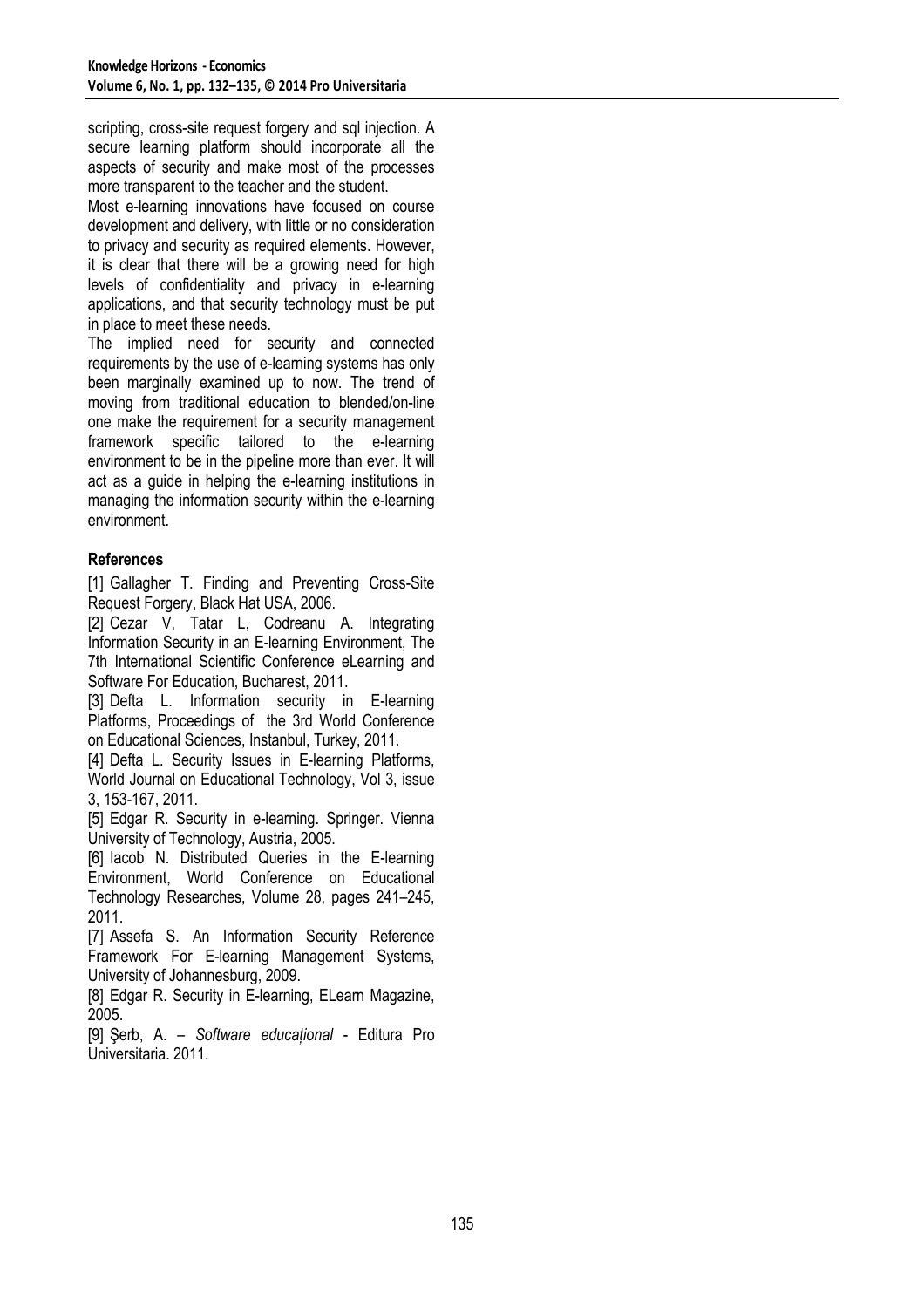scripting, cross-site request forgery and sql injection. A secure learning platform should incorporate all the aspects of security and make most of the processes more transparent to the teacher and the student.

Most e-learning innovations have focused on course development and delivery, with little or no consideration to privacy and security as required elements. However, it is clear that there will be a growing need for high levels of confidentiality and privacy in e-learning applications, and that security technology must be put in place to meet these needs.

The implied need for security and connected requirements by the use of e-learning systems has only been marginally examined up to now. The trend of moving from traditional education to blended/on-line one make the requirement for a security management framework specific tailored to the e-learning environment to be in the pipeline more than ever. It will act as a guide in helping the e-learning institutions in managing the information security within the e-learning environment.

### References

[1] Gallagher T. Finding and Preventing Cross-Site Request Forgery, Black Hat USA, 2006.

[2] Cezar V, Tatar L, Codreanu A. Integrating Information Security in an E-learning Environment, The 7th International Scientific Conference eLearning and Software For Education, Bucharest, 2011.

[3] Defta L. Information security in E-learning Platforms, Proceedings of the 3rd World Conference on Educational Sciences, Instanbul, Turkey, 2011.

[4] Defta L. Security Issues in E-learning Platforms, World Journal on Educational Technology, Vol 3, issue 3, 153-167, 2011.

[5] Edgar R. Security in e-learning. Springer. Vienna University of Technology, Austria, 2005.

[6] Iacob N. Distributed Queries in the E-learning Environment, World Conference on Educational Technology Researches, Volume 28, pages 241–245, 2011.

[7] Assefa S. An Information Security Reference Framework For E-learning Management Systems, University of Johannesburg, 2009.

[8] Edgar R. Security in E-learning, ELearn Magazine, 2005.

[9] Şerb, A. – *Software educațional* - Editura Pro Universitaria. 2011.